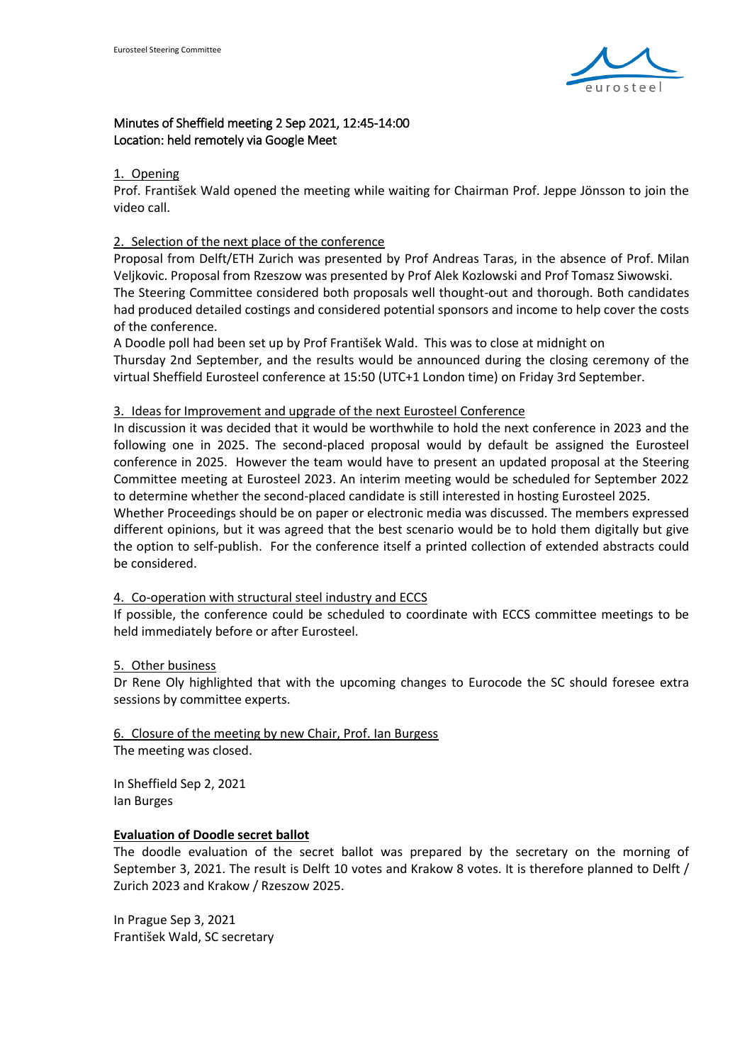# Minutes of Sheffield meeting 2 Sep 2021, 12:45-14:00
Location: held remotely via Google Meet

## 1. Opening

Prof. František Wald opened the meeting while waiting for Chairman Prof. Jeppe Jönsson to join the video call.

## 2. Selection of the next place of the conference

Proposal from Delft/ETH Zurich was presented by Prof Andreas Taras, in the absence of Prof. Milan Veljkovic. Proposal from Rzeszow was presented by Prof Alek Kozlowski and Prof Tomasz Siwowski.
The Steering Committee considered both proposals well thought-out and thorough. Both candidates had produced detailed costings and considered potential sponsors and income to help cover the costs of the conference.
A Doodle poll had been set up by Prof František Wald. This was to close at midnight on Thursday 2nd September, and the results would be announced during the closing ceremony of the virtual Sheffield Eurosteel conference at 15:50 (UTC+1 London time) on Friday 3rd September.

## 3. Ideas for Improvement and upgrade of the next Eurosteel Conference

In discussion it was decided that it would be worthwhile to hold the next conference in 2023 and the following one in 2025. The second-placed proposal would by default be assigned the Eurosteel conference in 2025. However the team would have to present an updated proposal at the Steering Committee meeting at Eurosteel 2023. An interim meeting would be scheduled for September 2022 to determine whether the second-placed candidate is still interested in hosting Eurosteel 2025.
Whether Proceedings should be on paper or electronic media was discussed. The members expressed different opinions, but it was agreed that the best scenario would be to hold them digitally but give the option to self-publish. For the conference itself a printed collection of extended abstracts could be considered.

## 4. Co-operation with structural steel industry and ECCS

If possible, the conference could be scheduled to coordinate with ECCS committee meetings to be held immediately before or after Eurosteel.

## 5. Other business

Dr Rene Oly highlighted that with the upcoming changes to Eurocode the SC should foresee extra sessions by committee experts.

## 6. Closure of the meeting by new Chair, Prof. Ian Burgess

The meeting was closed.

In Sheffield Sep 2, 2021
Ian Burges

## **Evaluation of Doodle secret ballot**

The doodle evaluation of the secret ballot was prepared by the secretary on the morning of September 3, 2021. The result is Delft 10 votes and Krakow 8 votes. It is therefore planned to Delft / Zurich 2023 and Krakow / Rzeszow 2025.

In Prague Sep 3, 2021
František Wald, SC secretary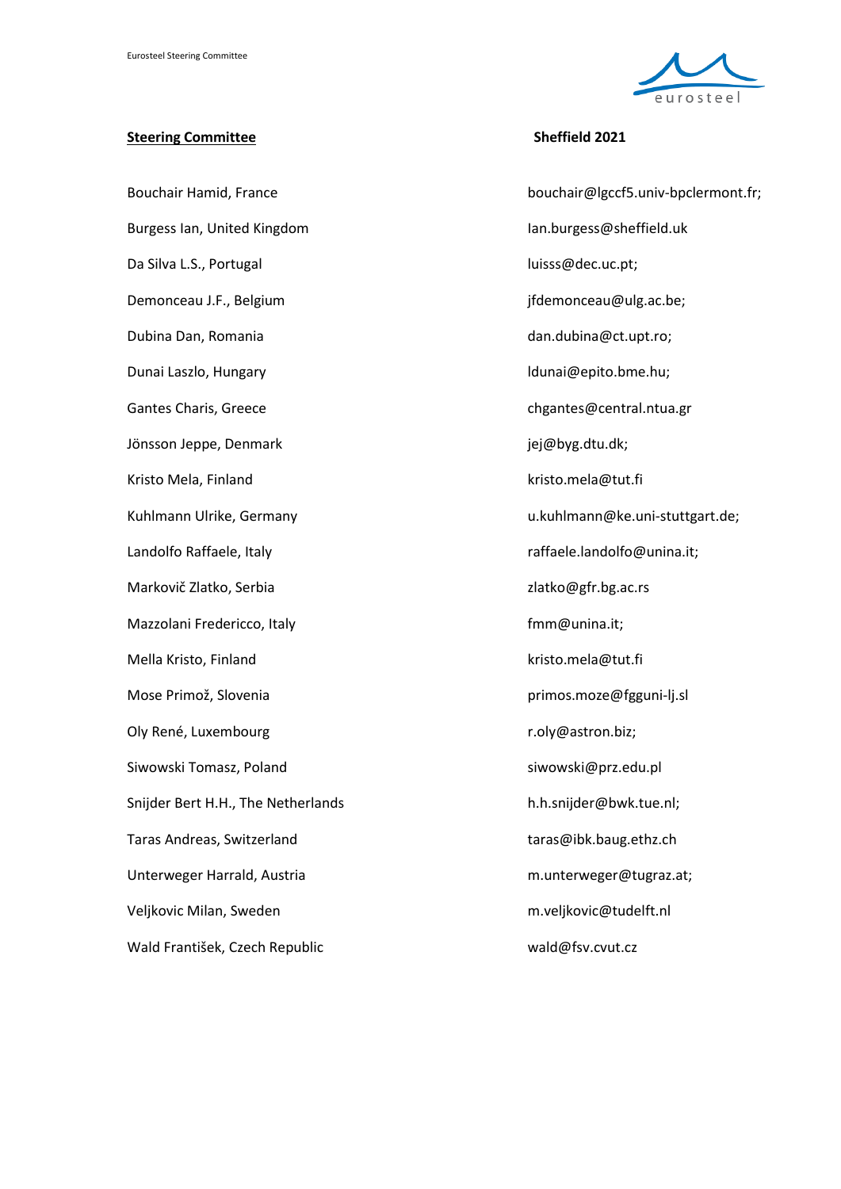**Steering Committee** **Sheffield 2021**

| | |
|---|---|
| Bouchair Hamid, France | bouchair@lgccf5.univ-bpclermont.fr; |
| Burgess Ian, United Kingdom | Ian.burgess@sheffield.uk |
| Da Silva L.S., Portugal | luisss@dec.uc.pt; |
| Demonceau J.F., Belgium | jfdemonceau@ulg.ac.be; |
| Dubina Dan, Romania | dan.dubina@ct.upt.ro; |
| Dunai Laszlo, Hungary | ldunai@epito.bme.hu; |
| Gantes Charis, Greece | chgantes@central.ntua.gr |
| Jönsson Jeppe, Denmark | jej@byg.dtu.dk; |
| Kristo Mela, Finland | kristo.mela@tut.fi |
| Kuhlmann Ulrike, Germany | u.kuhlmann@ke.uni-stuttgart.de; |
| Landolfo Raffaele, Italy | raffaele.landolfo@unina.it; |
| Markovič Zlatko, Serbia | zlatko@gfr.bg.ac.rs |
| Mazzolani Fredericco, Italy | fmm@unina.it; |
| Mella Kristo, Finland | kristo.mela@tut.fi |
| Mose Primož, Slovenia | primos.moze@fgguni-lj.sl |
| Oly René, Luxembourg | r.oly@astron.biz; |
| Siwowski Tomasz, Poland | siwowski@prz.edu.pl |
| Snijder Bert H.H., The Netherlands | h.h.snijder@bwk.tue.nl; |
| Taras Andreas, Switzerland | taras@ibk.baug.ethz.ch |
| Unterweger Harrald, Austria | m.unterweger@tugraz.at; |
| Veljkovic Milan, Sweden | m.veljkovic@tudelft.nl |
| Wald František, Czech Republic | wald@fsv.cvut.cz |